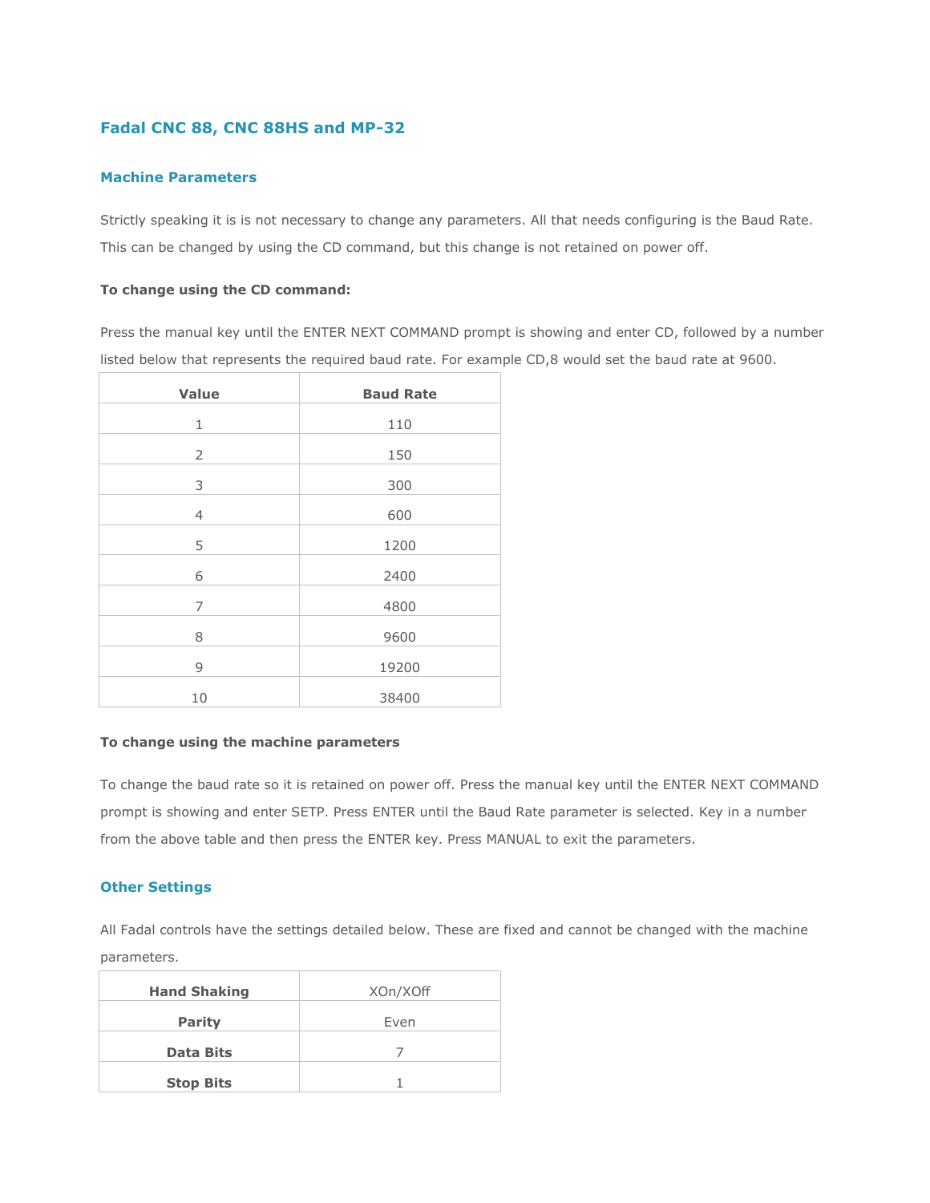# Fadal CNC 88, CNC 88HS and MP-32

## Machine Parameters

Strictly speaking it is is not necessary to change any parameters. All that needs configuring is the Baud Rate. This can be changed by using the CD command, but this change is not retained on power off.

**To change using the CD command:**

Press the manual key until the ENTER NEXT COMMAND prompt is showing and enter CD, followed by a number listed below that represents the required baud rate. For example CD,8 would set the baud rate at 9600.

| Value | Baud Rate |
|---|---|
| 1 | 110 |
| 2 | 150 |
| 3 | 300 |
| 4 | 600 |
| 5 | 1200 |
| 6 | 2400 |
| 7 | 4800 |
| 8 | 9600 |
| 9 | 19200 |
| 10 | 38400 |

**To change using the machine parameters**

To change the baud rate so it is retained on power off. Press the manual key until the ENTER NEXT COMMAND prompt is showing and enter SETP. Press ENTER until the Baud Rate parameter is selected. Key in a number from the above table and then press the ENTER key. Press MANUAL to exit the parameters.

## Other Settings

All Fadal controls have the settings detailed below. These are fixed and cannot be changed with the machine parameters.

| | |
|---|---|
| **Hand Shaking** | XOn/XOff |
| **Parity** | Even |
| **Data Bits** | 7 |
| **Stop Bits** | 1 |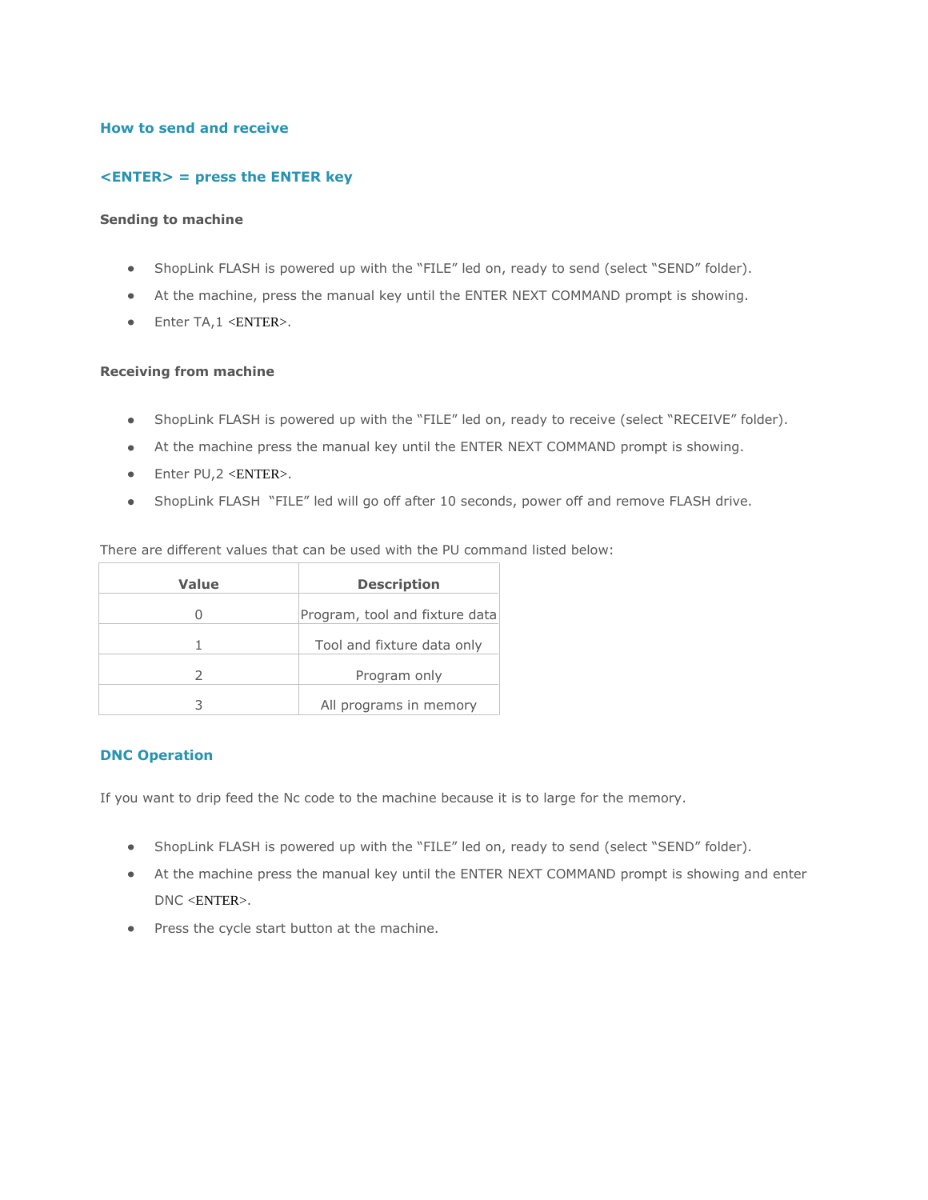## How to send and receive

## <ENTER> = press the ENTER key

### Sending to machine

- ShopLink FLASH is powered up with the “FILE” led on, ready to send (select “SEND” folder).
- At the machine, press the manual key until the ENTER NEXT COMMAND prompt is showing.
- Enter TA,1 <ENTER>.

### Receiving from machine

- ShopLink FLASH is powered up with the “FILE” led on, ready to receive (select “RECEIVE” folder).
- At the machine press the manual key until the ENTER NEXT COMMAND prompt is showing.
- Enter PU,2 <ENTER>.
- ShopLink FLASH “FILE” led will go off after 10 seconds, power off and remove FLASH drive.

There are different values that can be used with the PU command listed below:

| Value | Description |
|---|---|
| 0 | Program, tool and fixture data |
| 1 | Tool and fixture data only |
| 2 | Program only |
| 3 | All programs in memory |

## DNC Operation

If you want to drip feed the Nc code to the machine because it is to large for the memory.

- ShopLink FLASH is powered up with the “FILE” led on, ready to send (select “SEND” folder).
- At the machine press the manual key until the ENTER NEXT COMMAND prompt is showing and enter DNC <ENTER>.
- Press the cycle start button at the machine.